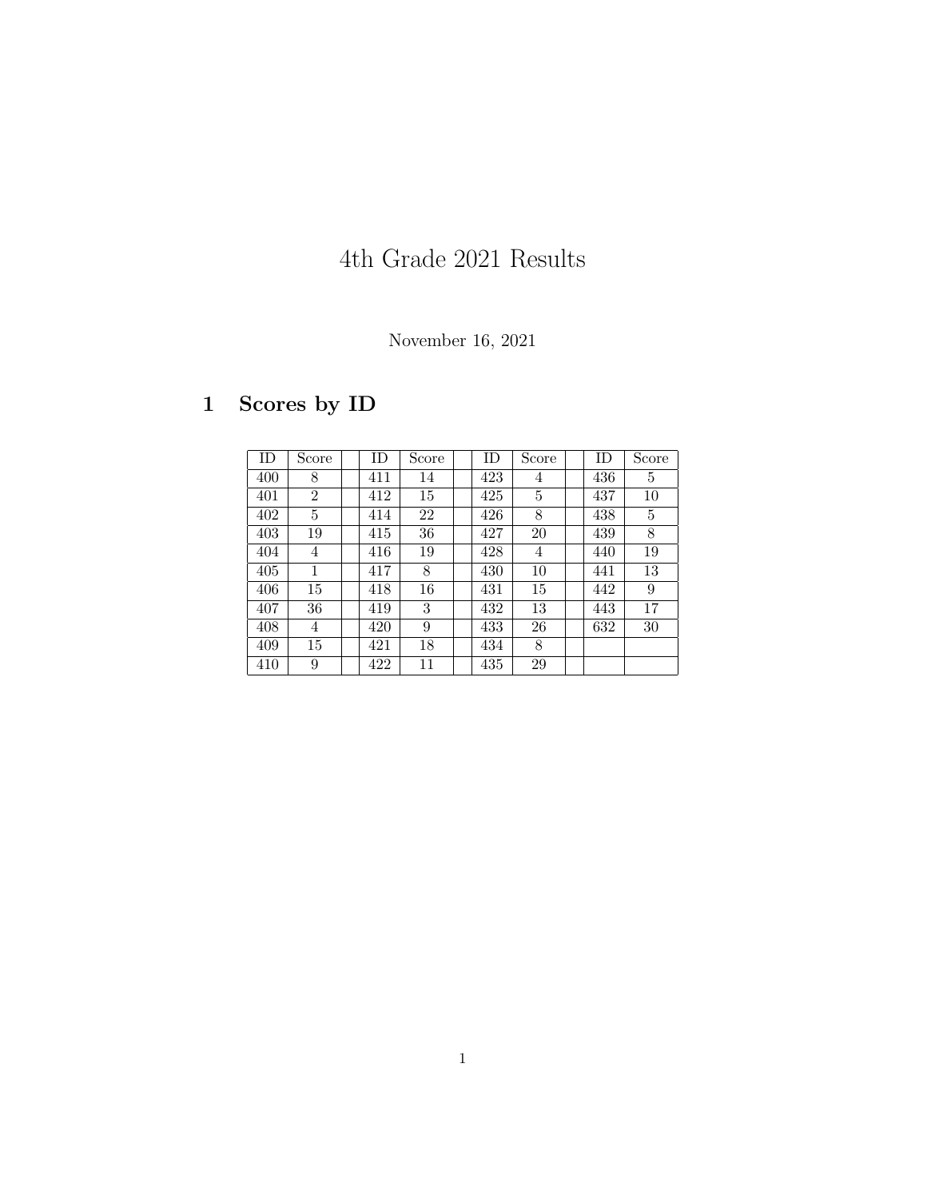# 4th Grade 2021 Results

November 16, 2021

## 1 Scores by ID

| ID | Score | | ID | Score | | ID | Score | | ID | Score |
|---|---|---|---|---|---|---|---|---|---|---|
| 400 | 8 | | 411 | 14 | | 423 | 4 | | 436 | 5 |
| 401 | 2 | | 412 | 15 | | 425 | 5 | | 437 | 10 |
| 402 | 5 | | 414 | 22 | | 426 | 8 | | 438 | 5 |
| 403 | 19 | | 415 | 36 | | 427 | 20 | | 439 | 8 |
| 404 | 4 | | 416 | 19 | | 428 | 4 | | 440 | 19 |
| 405 | 1 | | 417 | 8 | | 430 | 10 | | 441 | 13 |
| 406 | 15 | | 418 | 16 | | 431 | 15 | | 442 | 9 |
| 407 | 36 | | 419 | 3 | | 432 | 13 | | 443 | 17 |
| 408 | 4 | | 420 | 9 | | 433 | 26 | | 632 | 30 |
| 409 | 15 | | 421 | 18 | | 434 | 8 | | | |
| 410 | 9 | | 422 | 11 | | 435 | 29 | | | |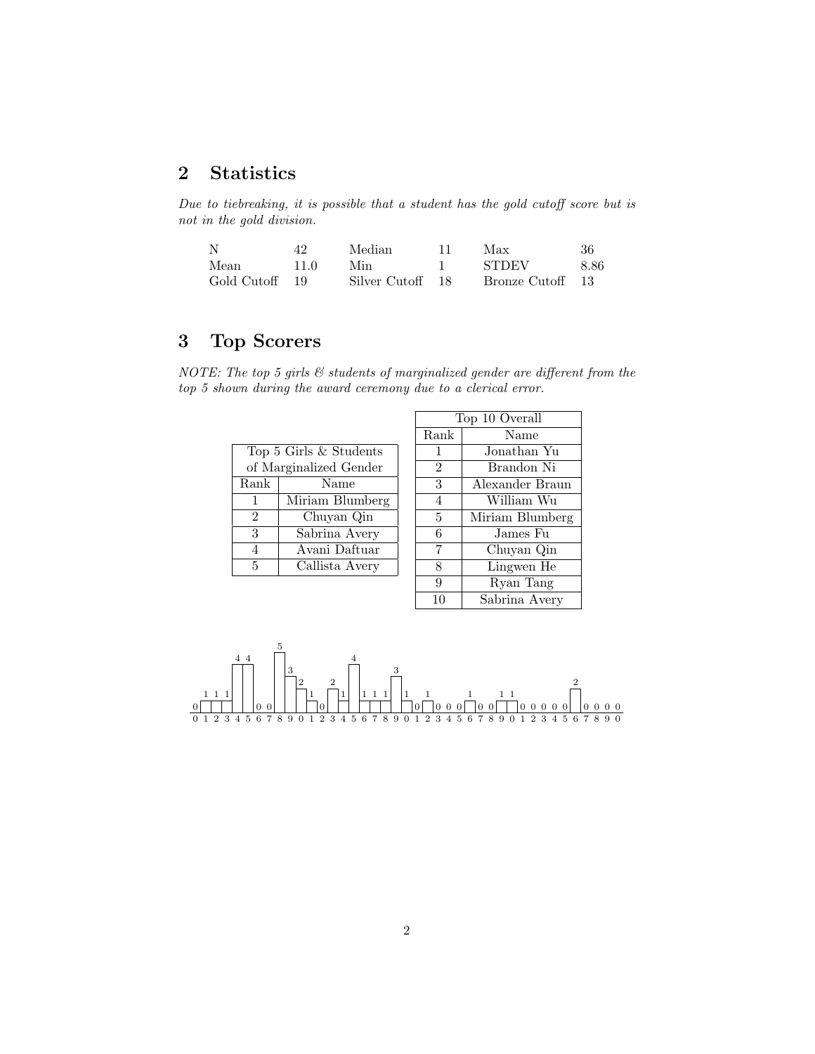## 2 Statistics

*Due to tiebreaking, it is possible that a student has the gold cutoff score but is not in the gold division.*

| | | | | | |
|---|---|---|---|---|---|
| N | 42 | Median | 11 | Max | 36 |
| Mean | 11.0 | Min | 1 | STDEV | 8.86 |
| Gold Cutoff | 19 | Silver Cutoff | 18 | Bronze Cutoff | 13 |

## 3 Top Scorers

*NOTE: The top 5 girls & students of marginalized gender are different from the top 5 shown during the award ceremony due to a clerical error.*

| Top 5 Girls & Students of Marginalized Gender | |
|---|---|
| Rank | Name |
| 1 | Miriam Blumberg |
| 2 | Chuyan Qin |
| 3 | Sabrina Avery |
| 4 | Avani Daftuar |
| 5 | Callista Avery |

| Top 10 Overall | |
|---|---|
| Rank | Name |
| 1 | Jonathan Yu |
| 2 | Brandon Ni |
| 3 | Alexander Braun |
| 4 | William Wu |
| 5 | Miriam Blumberg |
| 6 | James Fu |
| 7 | Chuyan Qin |
| 8 | Lingwen He |
| 9 | Ryan Tang |
| 10 | Sabrina Avery |

0 1 1 1 4 4 0 0 5 3 2 1 0 2 1 4 1 1 1 3 1 0 1 0 0 0 1 0 0 1 1 0 0 0 0 0 2 0 0 0 0

0 1 2 3 4 5 6 7 8 9 0 1 2 3 4 5 6 7 8 9 0 1 2 3 4 5 6 7 8 9 0 1 2 3 4 5 6 7 8 9 0